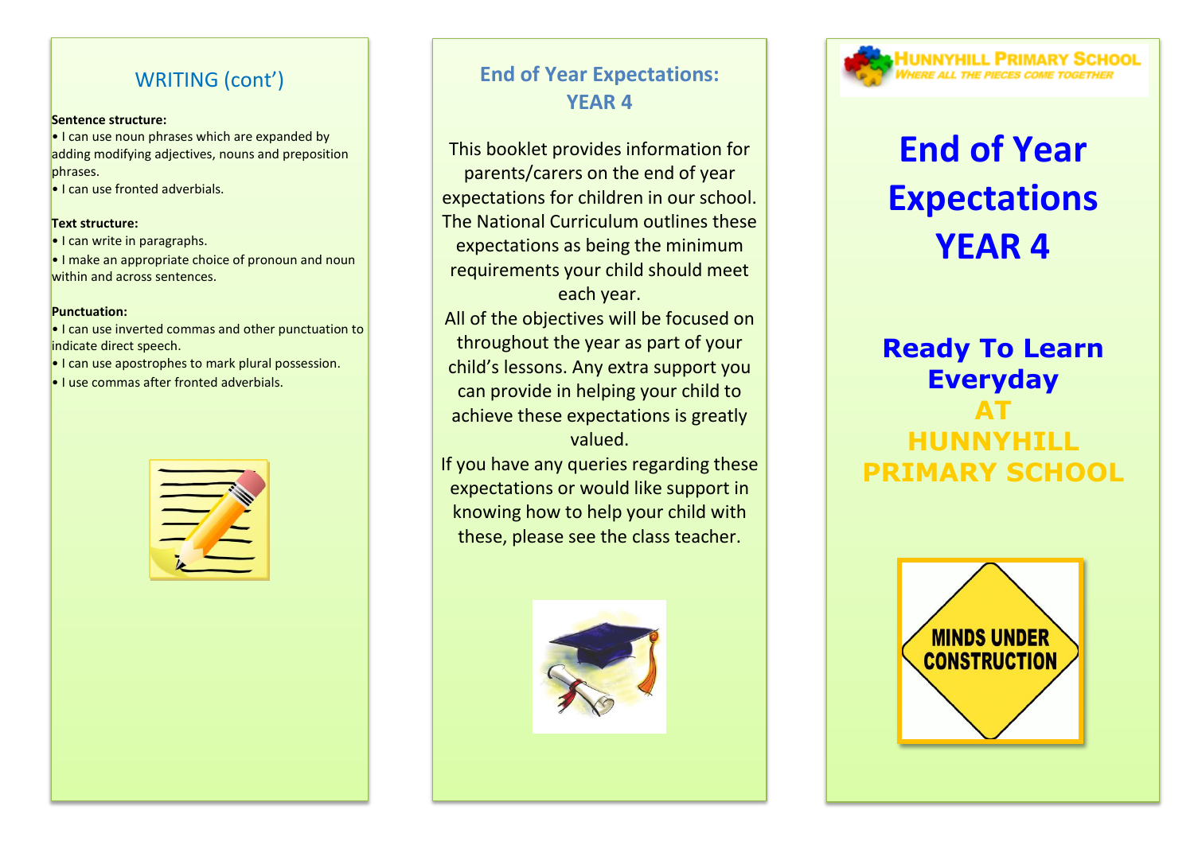## WRITING (cont')

**Sentence structure:**

- I can use noun phrases which are expanded by adding modifying adjectives, nouns and preposition phrases.
- I can use fronted adverbials.

**Text structure:**

- I can write in paragraphs.
- I make an appropriate choice of pronoun and noun within and across sentences.

**Punctuation:**

- I can use inverted commas and other punctuation to indicate direct speech.
- I can use apostrophes to mark plural possession.
- I use commas after fronted adverbials.

## End of Year Expectations: YEAR 4

This booklet provides information for parents/carers on the end of year expectations for children in our school. The National Curriculum outlines these expectations as being the minimum requirements your child should meet each year.

All of the objectives will be focused on throughout the year as part of your child's lessons. Any extra support you can provide in helping your child to achieve these expectations is greatly valued.

If you have any queries regarding these expectations or would like support in knowing how to help your child with these, please see the class teacher.

HUNNYHILL PRIMARY SCHOOL
*WHERE ALL THE PIECES COME TOGETHER*

# End of Year Expectations YEAR 4

## Ready To Learn Everyday AT HUNNYHILL PRIMARY SCHOOL

MINDS UNDER CONSTRUCTION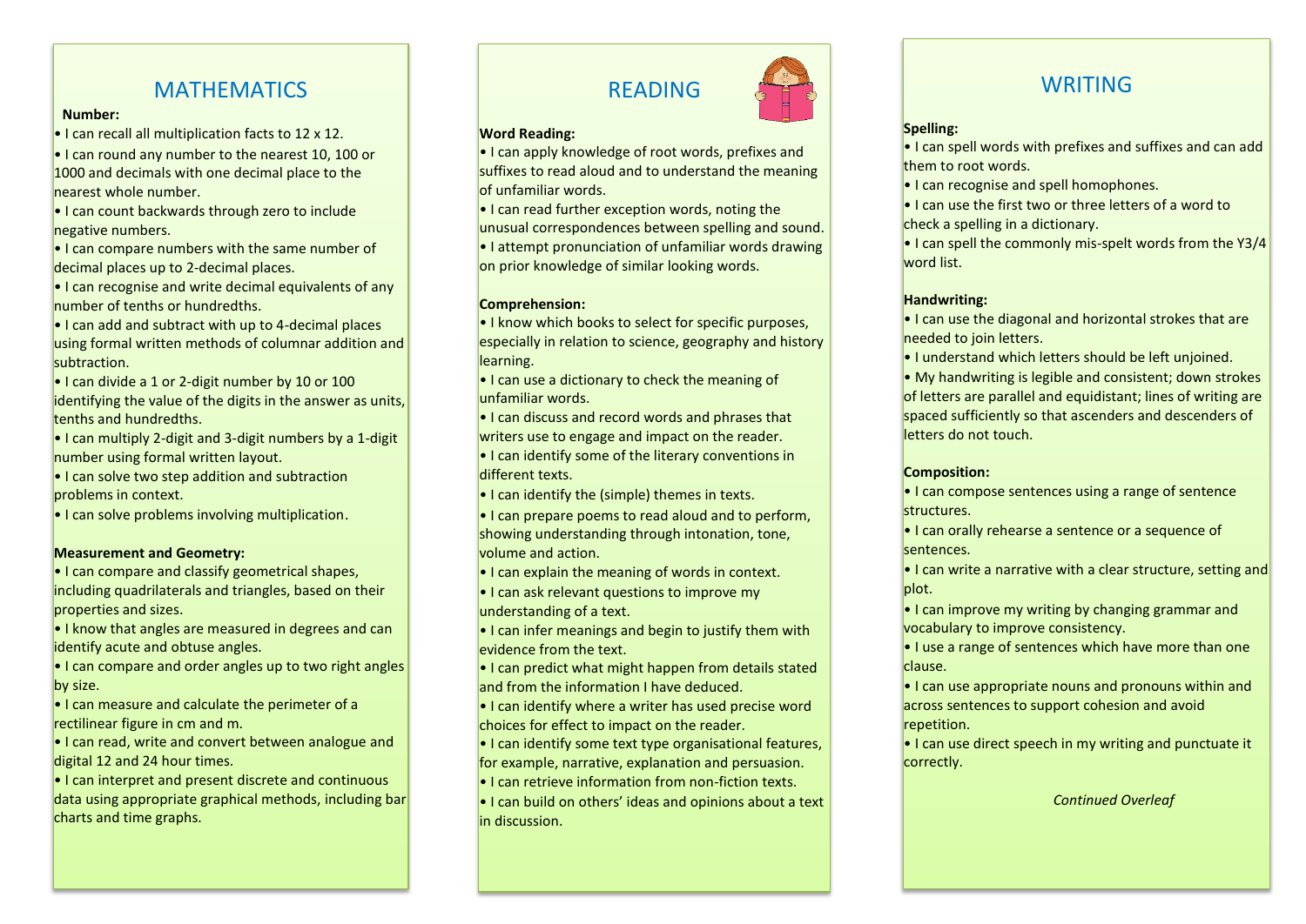## MATHEMATICS

**Number:**

- I can recall all multiplication facts to 12 x 12.
- I can round any number to the nearest 10, 100 or 1000 and decimals with one decimal place to the nearest whole number.
- I can count backwards through zero to include negative numbers.
- I can compare numbers with the same number of decimal places up to 2-decimal places.
- I can recognise and write decimal equivalents of any number of tenths or hundredths.
- I can add and subtract with up to 4-decimal places using formal written methods of columnar addition and subtraction.
- I can divide a 1 or 2-digit number by 10 or 100 identifying the value of the digits in the answer as units, tenths and hundredths.
- I can multiply 2-digit and 3-digit numbers by a 1-digit number using formal written layout.
- I can solve two step addition and subtraction problems in context.
- I can solve problems involving multiplication.

**Measurement and Geometry:**

- I can compare and classify geometrical shapes, including quadrilaterals and triangles, based on their properties and sizes.
- I know that angles are measured in degrees and can identify acute and obtuse angles.
- I can compare and order angles up to two right angles by size.
- I can measure and calculate the perimeter of a rectilinear figure in cm and m.
- I can read, write and convert between analogue and digital 12 and 24 hour times.
- I can interpret and present discrete and continuous data using appropriate graphical methods, including bar charts and time graphs.

## READING

**Word Reading:**

- I can apply knowledge of root words, prefixes and suffixes to read aloud and to understand the meaning of unfamiliar words.
- I can read further exception words, noting the unusual correspondences between spelling and sound.
- I attempt pronunciation of unfamiliar words drawing on prior knowledge of similar looking words.

**Comprehension:**

- I know which books to select for specific purposes, especially in relation to science, geography and history learning.
- I can use a dictionary to check the meaning of unfamiliar words.
- I can discuss and record words and phrases that writers use to engage and impact on the reader.
- I can identify some of the literary conventions in different texts.
- I can identify the (simple) themes in texts.
- I can prepare poems to read aloud and to perform, showing understanding through intonation, tone, volume and action.
- I can explain the meaning of words in context.
- I can ask relevant questions to improve my understanding of a text.
- I can infer meanings and begin to justify them with evidence from the text.
- I can predict what might happen from details stated and from the information I have deduced.
- I can identify where a writer has used precise word choices for effect to impact on the reader.
- I can identify some text type organisational features, for example, narrative, explanation and persuasion.
- I can retrieve information from non-fiction texts.
- I can build on others' ideas and opinions about a text in discussion.

## WRITING

**Spelling:**

- I can spell words with prefixes and suffixes and can add them to root words.
- I can recognise and spell homophones.
- I can use the first two or three letters of a word to check a spelling in a dictionary.
- I can spell the commonly mis-spelt words from the Y3/4 word list.

**Handwriting:**

- I can use the diagonal and horizontal strokes that are needed to join letters.
- I understand which letters should be left unjoined.
- My handwriting is legible and consistent; down strokes of letters are parallel and equidistant; lines of writing are spaced sufficiently so that ascenders and descenders of letters do not touch.

**Composition:**

- I can compose sentences using a range of sentence structures.
- I can orally rehearse a sentence or a sequence of sentences.
- I can write a narrative with a clear structure, setting and plot.
- I can improve my writing by changing grammar and vocabulary to improve consistency.
- I use a range of sentences which have more than one clause.
- I can use appropriate nouns and pronouns within and across sentences to support cohesion and avoid repetition.
- I can use direct speech in my writing and punctuate it correctly.

*Continued Overleaf*